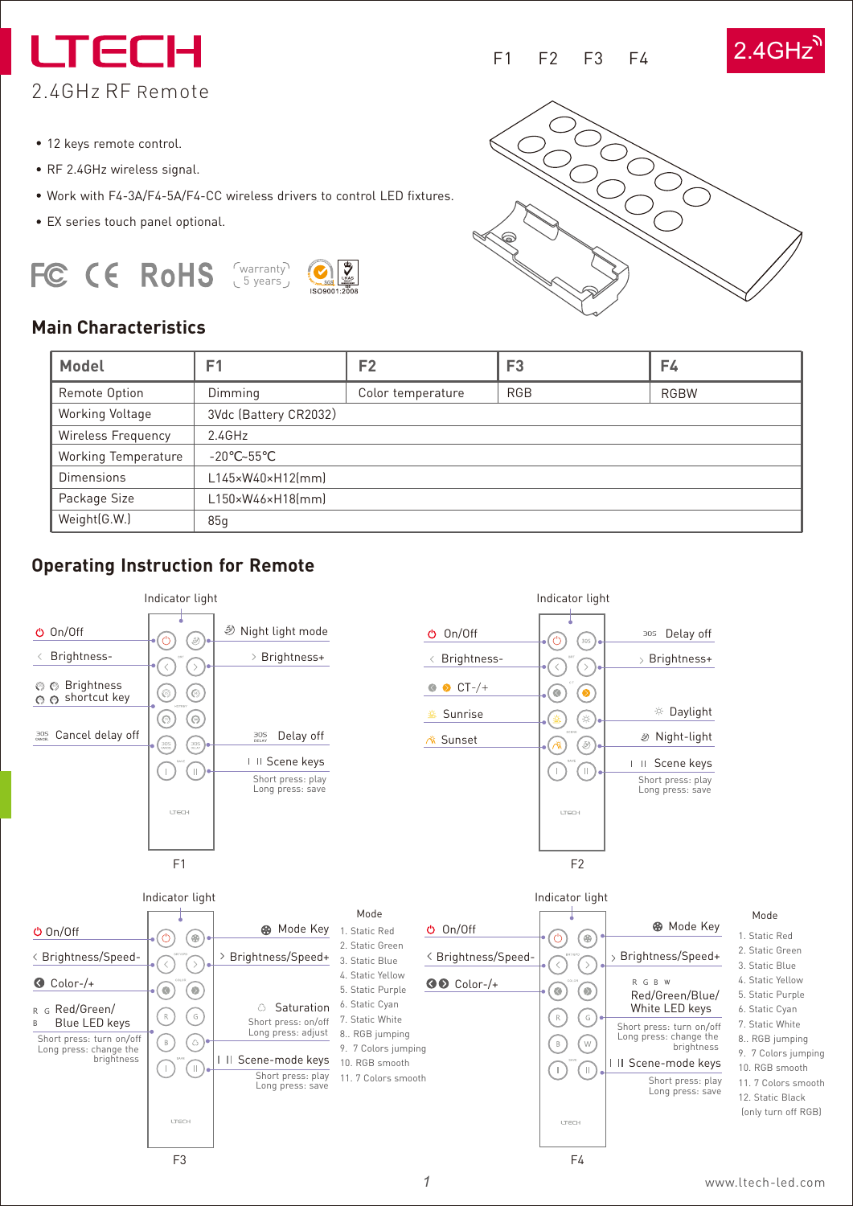# LTECH

2.4GHz RF Remote

F1 F2 F3 F4

2.4GHz

- 12 keys remote control.
- RF 2.4GHz wireless signal.
- Work with F4-3A/F4-5A/F4-CC wireless drivers to control LED fixtures.
- EX series touch panel optional.

FC CE RoHS warranty 5 years ISO9001:2008

## Main Characteristics

| Model | F1 | F2 | F3 | F4 |
|---|---|---|---|---|
| Remote Option | Dimming | Color temperature | RGB | RGBW |
| Working Voltage | 3Vdc (Battery CR2032) | | | |
| Wireless Frequency | 2.4GHz | | | |
| Working Temperature | -20℃~55℃ | | | |
| Dimensions | L145×W40×H12(mm) | | | |
| Package Size | L150×W46×H18(mm) | | | |
| Weight(G.W.) | 85g | | | |

## Operating Instruction for Remote

### F1

Indicator light

- On/Off
- Night light mode
- Brightness-
- Brightness+
- Brightness shortcut key
- Cancel delay off
- Delay off
- I II Scene keys
  - Short press: play
  - Long press: save

### F2

Indicator light

- On/Off
- Delay off
- Brightness-
- Brightness+
- CT-/+
- Sunrise
- Daylight
- Sunset
- Night-light
- I II Scene keys
  - Short press: play
  - Long press: save

### F3

Indicator light

- On/Off
- Mode Key
- Brightness/Speed-
- Brightness/Speed+
- Color-/+
- R G B Red/Green/Blue LED keys
  - Short press: turn on/off
  - Long press: change the brightness
- Saturation
  - Short press: on/off
  - Long press: adjust
- I II Scene-mode keys
  - Short press: play
  - Long press: save

Mode

1. Static Red
2. Static Green
3. Static Blue
4. Static Yellow
5. Static Purple
6. Static Cyan
7. Static White
8.. RGB jumping
9. 7 Colors jumping
10. RGB smooth
11. 7 Colors smooth

### F4

Indicator light

- On/Off
- Mode Key
- Brightness/Speed-
- Brightness/Speed+
- Color-/+
- R G B W Red/Green/Blue/White LED keys
  - Short press: turn on/off
  - Long press: change the brightness
- I II Scene-mode keys
  - Short press: play
  - Long press: save

Mode

1. Static Red
2. Static Green
3. Static Blue
4. Static Yellow
5. Static Purple
6. Static Cyan
7. Static White
8.. RGB jumping
9. 7 Colors jumping
10. RGB smooth
11. 7 Colors smooth
12. Static Black (only turn off RGB)

www.ltech-led.com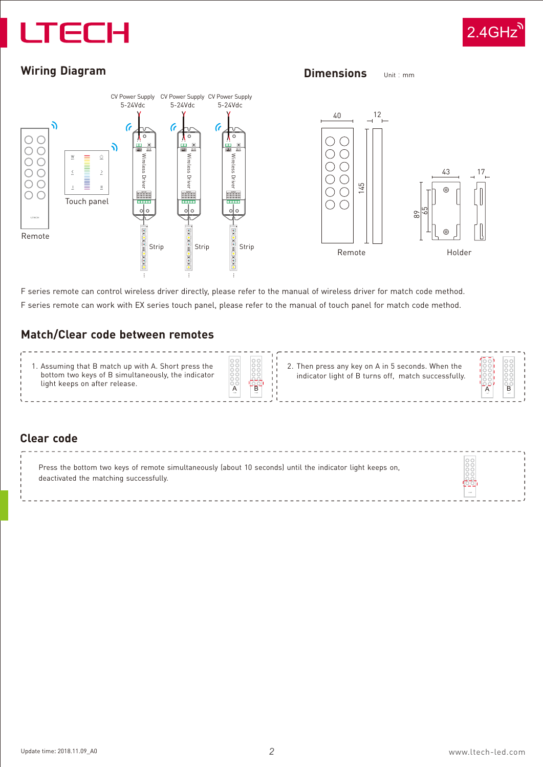## Wiring Diagram

CV Power Supply 5-24Vdc

CV Power Supply 5-24Vdc

CV Power Supply 5-24Vdc

Remote

Touch panel

Wireless Driver

Strip

## Dimensions

Unit：mm

40

12

145

Remote

43

17

89

65

Holder

F series remote can control wireless driver directly, please refer to the manual of wireless driver for match code method.

F series remote can work with EX series touch panel, please refer to the manual of touch panel for match code method.

## Match/Clear code between remotes

1. Assuming that B match up with A. Short press the bottom two keys of B simultaneously, the indicator light keeps on after release.

2. Then press any key on A in 5 seconds. When the indicator light of B turns off, match successfully.

## Clear code

Press the bottom two keys of remote simultaneously (about 10 seconds) until the indicator light keeps on, deactivated the matching successfully.

Update time: 2018.11.09_A0

www.ltech-led.com